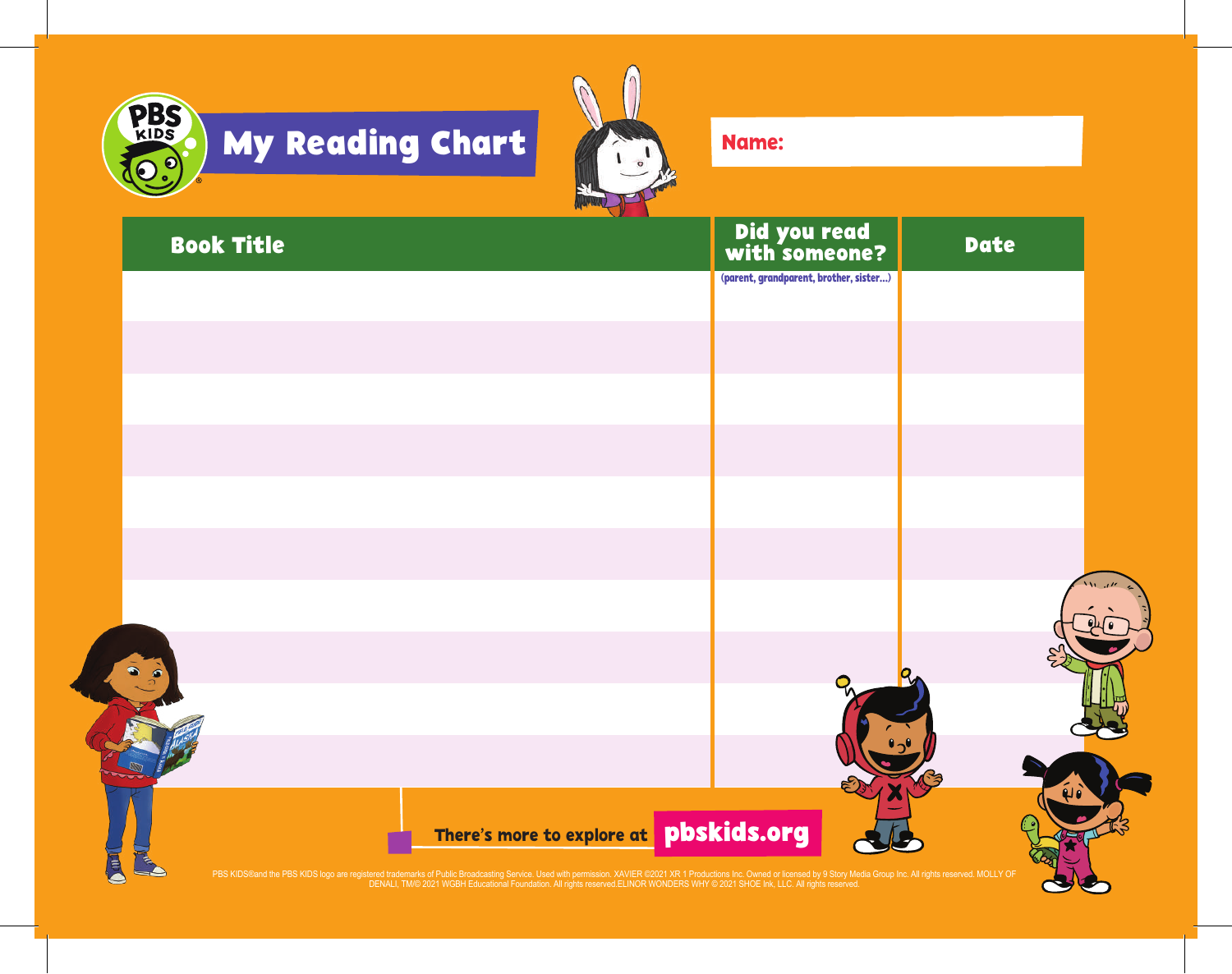# My Reading Chart

**Name:**

| Book Title | Did you read with someone? (parent, grandparent, brother, sister...) | Date |
|---|---|---|
| | | |
| | | |
| | | |
| | | |
| | | |
| | | |
| | | |
| | | |
| | | |
| | | |

**There's more to explore at pbskids.org**

PBS KIDS® and the PBS KIDS logo are registered trademarks of Public Broadcasting Service. Used with permission. XAVIER ©2021 XR 1 Productions Inc. Owned or licensed by 9 Story Media Group Inc. All rights reserved. MOLLY OF DENALI, TM/© 2021 WGBH Educational Foundation. All rights reserved.ELINOR WONDERS WHY © 2021 SHOE Ink, LLC. All rights reserved.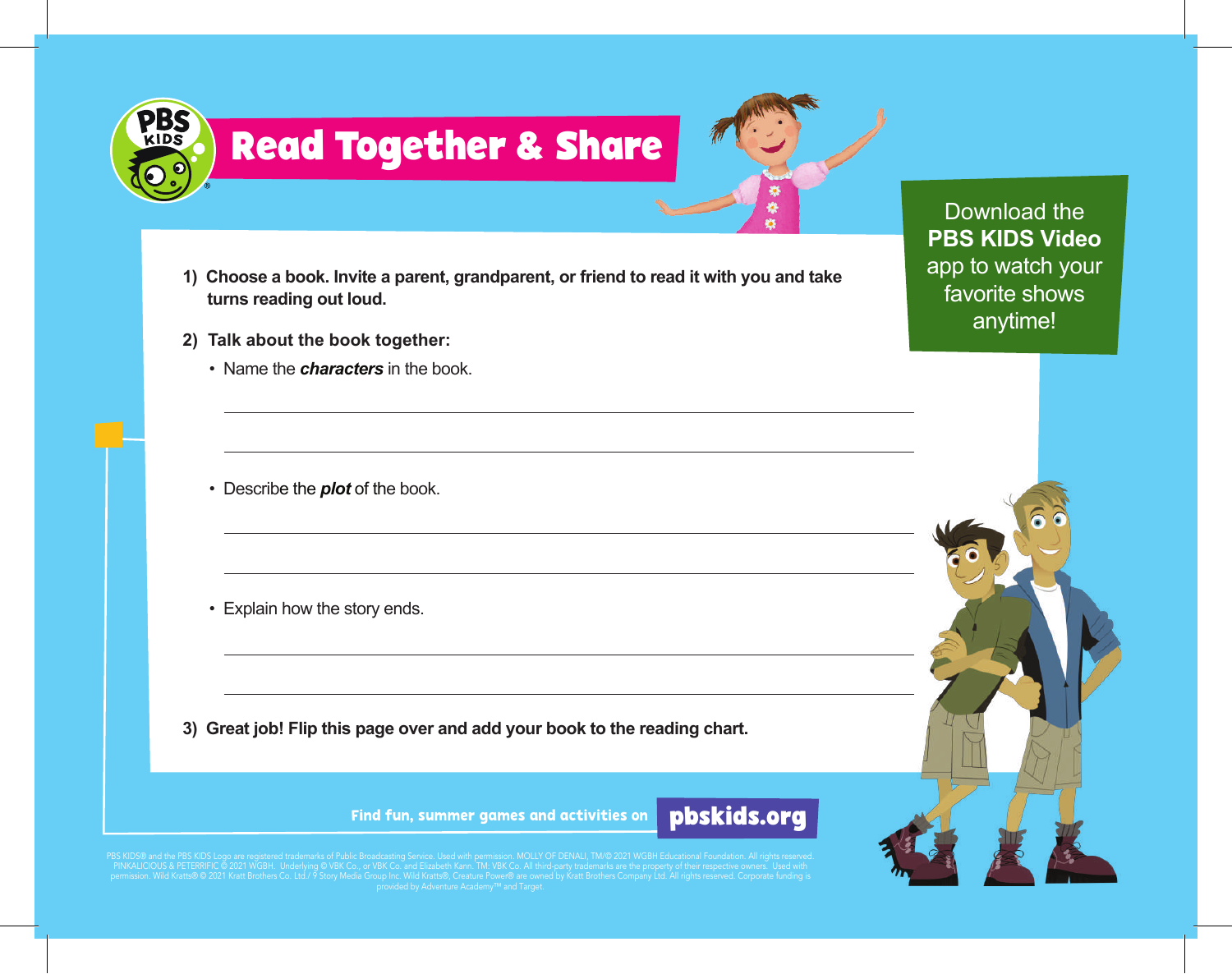# Read Together & Share

Download the **PBS KIDS Video** app to watch your favorite shows anytime!

1) **Choose a book. Invite a parent, grandparent, or friend to read it with you and take turns reading out loud.**

2) **Talk about the book together:**
   - Name the ***characters*** in the book.

     \_\_\_\_\_\_\_\_\_\_\_\_\_\_\_\_\_\_\_\_\_\_\_\_\_\_\_\_\_\_\_\_\_\_\_\_\_\_\_\_

     \_\_\_\_\_\_\_\_\_\_\_\_\_\_\_\_\_\_\_\_\_\_\_\_\_\_\_\_\_\_\_\_\_\_\_\_\_\_\_\_

   - Describe the ***plot*** of the book.

     \_\_\_\_\_\_\_\_\_\_\_\_\_\_\_\_\_\_\_\_\_\_\_\_\_\_\_\_\_\_\_\_\_\_\_\_\_\_\_\_

     \_\_\_\_\_\_\_\_\_\_\_\_\_\_\_\_\_\_\_\_\_\_\_\_\_\_\_\_\_\_\_\_\_\_\_\_\_\_\_\_

   - Explain how the story ends.

     \_\_\_\_\_\_\_\_\_\_\_\_\_\_\_\_\_\_\_\_\_\_\_\_\_\_\_\_\_\_\_\_\_\_\_\_\_\_\_\_

     \_\_\_\_\_\_\_\_\_\_\_\_\_\_\_\_\_\_\_\_\_\_\_\_\_\_\_\_\_\_\_\_\_\_\_\_\_\_\_\_

3) **Great job! Flip this page over and add your book to the reading chart.**

**Find fun, summer games and activities on pbskids.org**

PBS KIDS® and the PBS KIDS Logo are registered trademarks of Public Broadcasting Service. Used with permission. MOLLY OF DENALI, TM/© 2021 WGBH Educational Foundation. All rights reserved. PINKALICIOUS & PETERRIFIC © 2021 WGBH. Underlying © VBK Co., or VBK Co. and Elizabeth Kann. TM: VBK Co. All third-party trademarks are the property of their respective owners. Used with permission. Wild Kratts® © 2021 Kratt Brothers Co. Ltd./ 9 Story Media Group Inc. Wild Kratts®, Creature Power® are owned by Kratt Brothers Company Ltd. All rights reserved. Corporate funding is provided by Adventure Academy™ and Target.